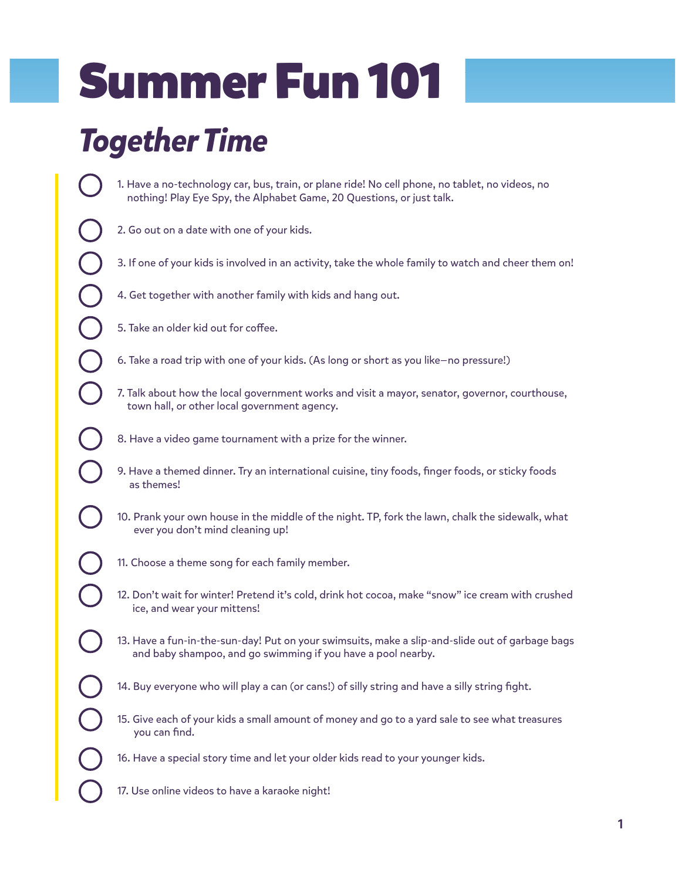# Summer Fun 101

## *Together Time*

- [ ] 1. Have a no-technology car, bus, train, or plane ride! No cell phone, no tablet, no videos, no nothing! Play Eye Spy, the Alphabet Game, 20 Questions, or just talk.
- [ ] 2. Go out on a date with one of your kids.
- [ ] 3. If one of your kids is involved in an activity, take the whole family to watch and cheer them on!
- [ ] 4. Get together with another family with kids and hang out.
- [ ] 5. Take an older kid out for coffee.
- [ ] 6. Take a road trip with one of your kids. (As long or short as you like—no pressure!)
- [ ] 7. Talk about how the local government works and visit a mayor, senator, governor, courthouse, town hall, or other local government agency.
- [ ] 8. Have a video game tournament with a prize for the winner.
- [ ] 9. Have a themed dinner. Try an international cuisine, tiny foods, finger foods, or sticky foods as themes!
- [ ] 10. Prank your own house in the middle of the night. TP, fork the lawn, chalk the sidewalk, what ever you don't mind cleaning up!
- [ ] 11. Choose a theme song for each family member.
- [ ] 12. Don't wait for winter! Pretend it's cold, drink hot cocoa, make "snow" ice cream with crushed ice, and wear your mittens!
- [ ] 13. Have a fun-in-the-sun-day! Put on your swimsuits, make a slip-and-slide out of garbage bags and baby shampoo, and go swimming if you have a pool nearby.
- [ ] 14. Buy everyone who will play a can (or cans!) of silly string and have a silly string fight.
- [ ] 15. Give each of your kids a small amount of money and go to a yard sale to see what treasures you can find.
- [ ] 16. Have a special story time and let your older kids read to your younger kids.
- [ ] 17. Use online videos to have a karaoke night!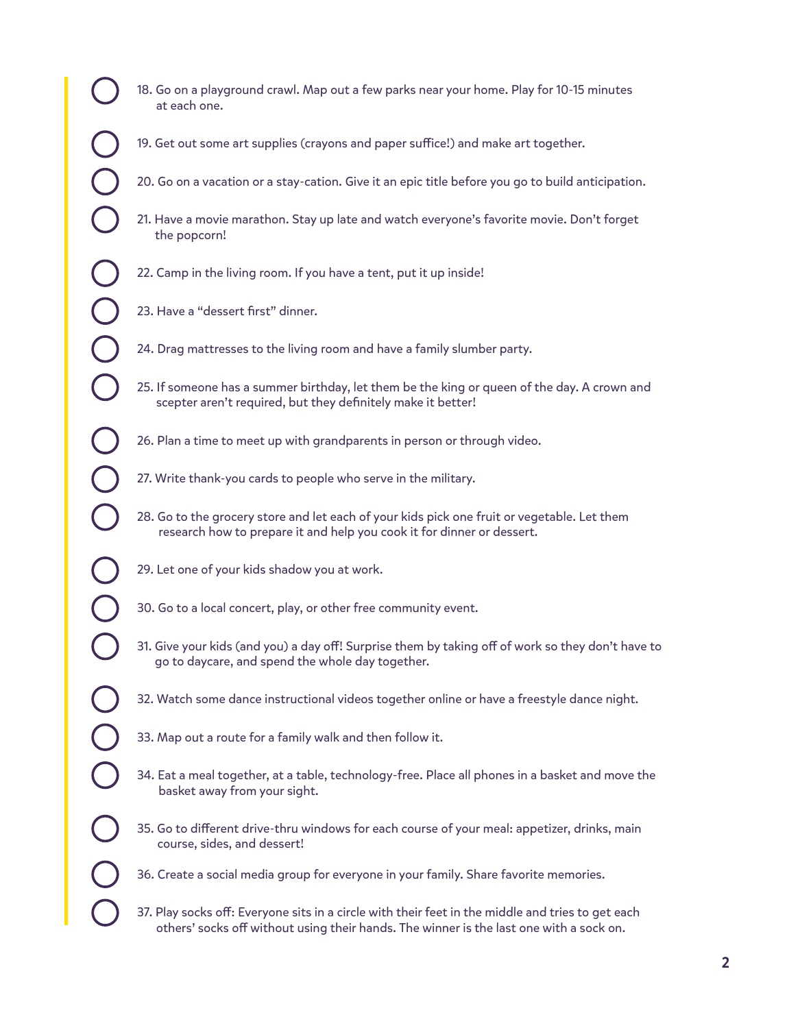18. Go on a playground crawl. Map out a few parks near your home. Play for 10-15 minutes at each one.
19. Get out some art supplies (crayons and paper suffice!) and make art together.
20. Go on a vacation or a stay-cation. Give it an epic title before you go to build anticipation.
21. Have a movie marathon. Stay up late and watch everyone's favorite movie. Don't forget the popcorn!
22. Camp in the living room. If you have a tent, put it up inside!
23. Have a "dessert first" dinner.
24. Drag mattresses to the living room and have a family slumber party.
25. If someone has a summer birthday, let them be the king or queen of the day. A crown and scepter aren't required, but they definitely make it better!
26. Plan a time to meet up with grandparents in person or through video.
27. Write thank-you cards to people who serve in the military.
28. Go to the grocery store and let each of your kids pick one fruit or vegetable. Let them research how to prepare it and help you cook it for dinner or dessert.
29. Let one of your kids shadow you at work.
30. Go to a local concert, play, or other free community event.
31. Give your kids (and you) a day off! Surprise them by taking off of work so they don't have to go to daycare, and spend the whole day together.
32. Watch some dance instructional videos together online or have a freestyle dance night.
33. Map out a route for a family walk and then follow it.
34. Eat a meal together, at a table, technology-free. Place all phones in a basket and move the basket away from your sight.
35. Go to different drive-thru windows for each course of your meal: appetizer, drinks, main course, sides, and dessert!
36. Create a social media group for everyone in your family. Share favorite memories.
37. Play socks off: Everyone sits in a circle with their feet in the middle and tries to get each others' socks off without using their hands. The winner is the last one with a sock on.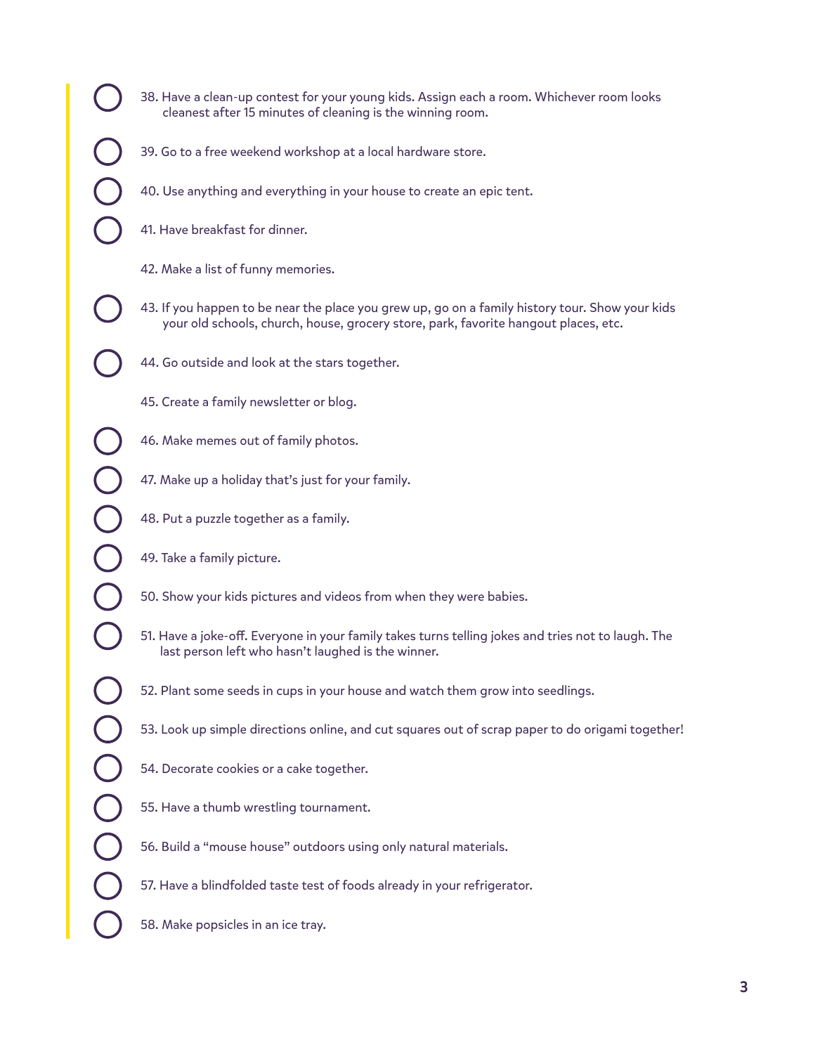38. Have a clean-up contest for your young kids. Assign each a room. Whichever room looks cleanest after 15 minutes of cleaning is the winning room.
39. Go to a free weekend workshop at a local hardware store.
40. Use anything and everything in your house to create an epic tent.
41. Have breakfast for dinner.
42. Make a list of funny memories.
43. If you happen to be near the place you grew up, go on a family history tour. Show your kids your old schools, church, house, grocery store, park, favorite hangout places, etc.
44. Go outside and look at the stars together.
45. Create a family newsletter or blog.
46. Make memes out of family photos.
47. Make up a holiday that's just for your family.
48. Put a puzzle together as a family.
49. Take a family picture.
50. Show your kids pictures and videos from when they were babies.
51. Have a joke-off. Everyone in your family takes turns telling jokes and tries not to laugh. The last person left who hasn't laughed is the winner.
52. Plant some seeds in cups in your house and watch them grow into seedlings.
53. Look up simple directions online, and cut squares out of scrap paper to do origami together!
54. Decorate cookies or a cake together.
55. Have a thumb wrestling tournament.
56. Build a "mouse house" outdoors using only natural materials.
57. Have a blindfolded taste test of foods already in your refrigerator.
58. Make popsicles in an ice tray.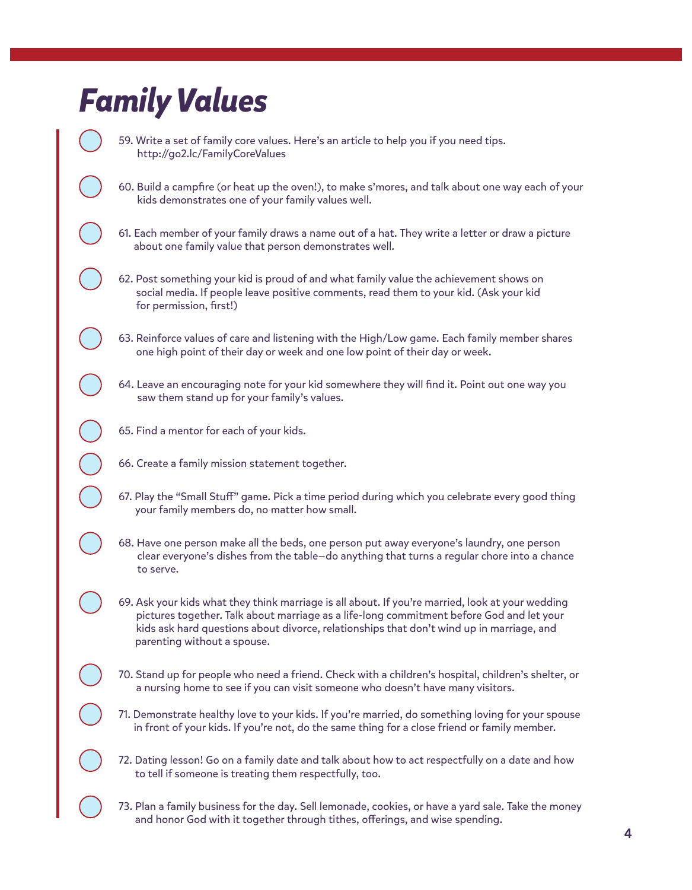# Family Values

- 59. Write a set of family core values. Here's an article to help you if you need tips. http://go2.lc/FamilyCoreValues

- 60. Build a campfire (or heat up the oven!), to make s'mores, and talk about one way each of your kids demonstrates one of your family values well.

- 61. Each member of your family draws a name out of a hat. They write a letter or draw a picture about one family value that person demonstrates well.

- 62. Post something your kid is proud of and what family value the achievement shows on social media. If people leave positive comments, read them to your kid. (Ask your kid for permission, first!)

- 63. Reinforce values of care and listening with the High/Low game. Each family member shares one high point of their day or week and one low point of their day or week.

- 64. Leave an encouraging note for your kid somewhere they will find it. Point out one way you saw them stand up for your family's values.

- 65. Find a mentor for each of your kids.

- 66. Create a family mission statement together.

- 67. Play the "Small Stuff" game. Pick a time period during which you celebrate every good thing your family members do, no matter how small.

- 68. Have one person make all the beds, one person put away everyone's laundry, one person clear everyone's dishes from the table—do anything that turns a regular chore into a chance to serve.

- 69. Ask your kids what they think marriage is all about. If you're married, look at your wedding pictures together. Talk about marriage as a life-long commitment before God and let your kids ask hard questions about divorce, relationships that don't wind up in marriage, and parenting without a spouse.

- 70. Stand up for people who need a friend. Check with a children's hospital, children's shelter, or a nursing home to see if you can visit someone who doesn't have many visitors.

- 71. Demonstrate healthy love to your kids. If you're married, do something loving for your spouse in front of your kids. If you're not, do the same thing for a close friend or family member.

- 72. Dating lesson! Go on a family date and talk about how to act respectfully on a date and how to tell if someone is treating them respectfully, too.

- 73. Plan a family business for the day. Sell lemonade, cookies, or have a yard sale. Take the money and honor God with it together through tithes, offerings, and wise spending.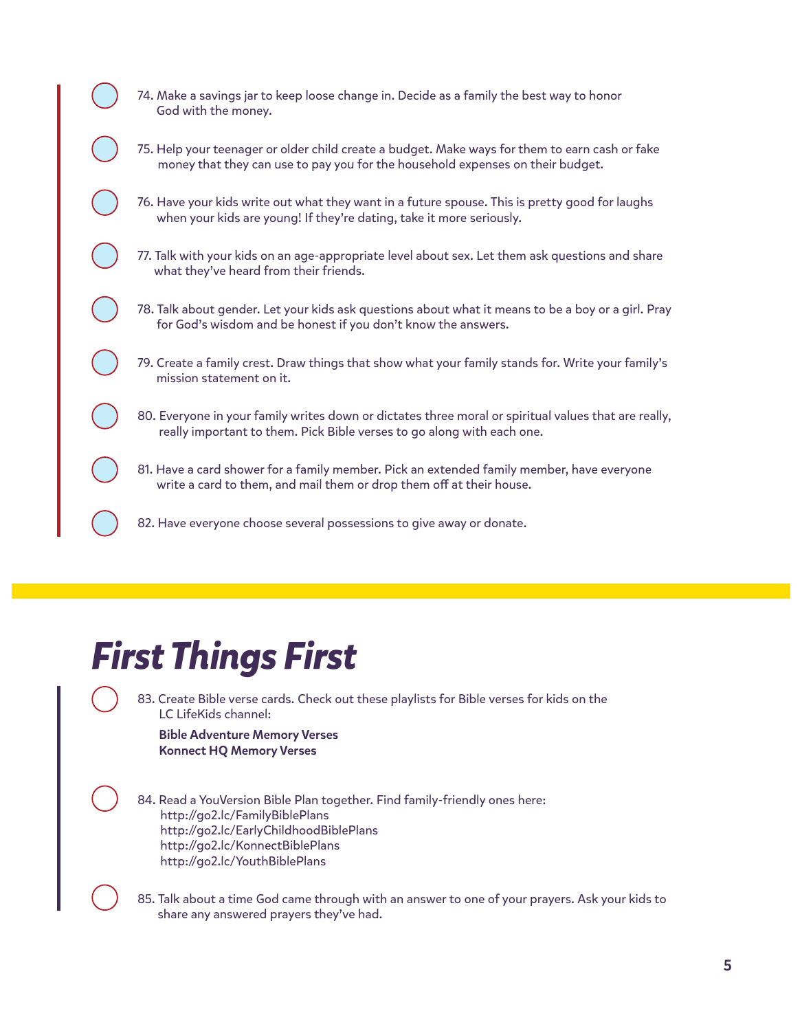74. Make a savings jar to keep loose change in. Decide as a family the best way to honor God with the money.

75. Help your teenager or older child create a budget. Make ways for them to earn cash or fake money that they can use to pay you for the household expenses on their budget.

76. Have your kids write out what they want in a future spouse. This is pretty good for laughs when your kids are young! If they're dating, take it more seriously.

77. Talk with your kids on an age-appropriate level about sex. Let them ask questions and share what they've heard from their friends.

78. Talk about gender. Let your kids ask questions about what it means to be a boy or a girl. Pray for God's wisdom and be honest if you don't know the answers.

79. Create a family crest. Draw things that show what your family stands for. Write your family's mission statement on it.

80. Everyone in your family writes down or dictates three moral or spiritual values that are really, really important to them. Pick Bible verses to go along with each one.

81. Have a card shower for a family member. Pick an extended family member, have everyone write a card to them, and mail them or drop them off at their house.

82. Have everyone choose several possessions to give away or donate.

# *First Things First*

83. Create Bible verse cards. Check out these playlists for Bible verses for kids on the LC LifeKids channel:

    **Bible Adventure Memory Verses**
    **Konnect HQ Memory Verses**

84. Read a YouVersion Bible Plan together. Find family-friendly ones here:
    http://go2.lc/FamilyBiblePlans
    http://go2.lc/EarlyChildhoodBiblePlans
    http://go2.lc/KonnectBiblePlans
    http://go2.lc/YouthBiblePlans

85. Talk about a time God came through with an answer to one of your prayers. Ask your kids to share any answered prayers they've had.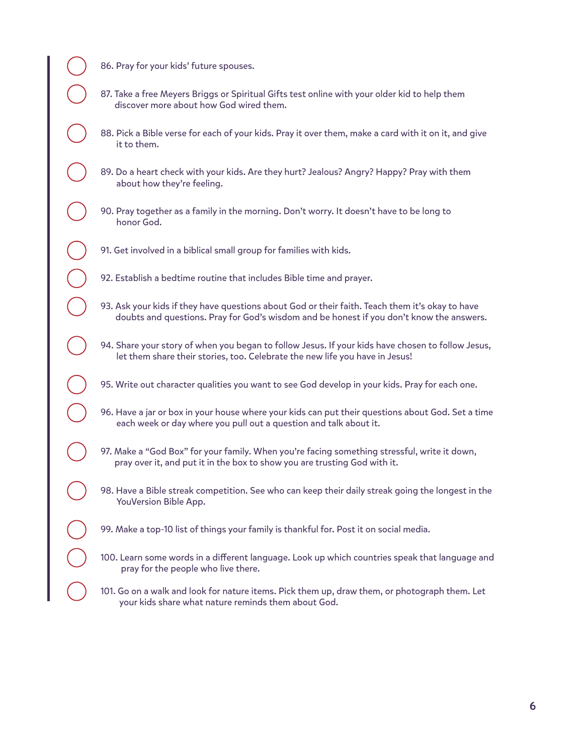86. Pray for your kids' future spouses.

87. Take a free Meyers Briggs or Spiritual Gifts test online with your older kid to help them discover more about how God wired them.

88. Pick a Bible verse for each of your kids. Pray it over them, make a card with it on it, and give it to them.

89. Do a heart check with your kids. Are they hurt? Jealous? Angry? Happy? Pray with them about how they're feeling.

90. Pray together as a family in the morning. Don't worry. It doesn't have to be long to honor God.

91. Get involved in a biblical small group for families with kids.

92. Establish a bedtime routine that includes Bible time and prayer.

93. Ask your kids if they have questions about God or their faith. Teach them it's okay to have doubts and questions. Pray for God's wisdom and be honest if you don't know the answers.

94. Share your story of when you began to follow Jesus. If your kids have chosen to follow Jesus, let them share their stories, too. Celebrate the new life you have in Jesus!

95. Write out character qualities you want to see God develop in your kids. Pray for each one.

96. Have a jar or box in your house where your kids can put their questions about God. Set a time each week or day where you pull out a question and talk about it.

97. Make a "God Box" for your family. When you're facing something stressful, write it down, pray over it, and put it in the box to show you are trusting God with it.

98. Have a Bible streak competition. See who can keep their daily streak going the longest in the YouVersion Bible App.

99. Make a top-10 list of things your family is thankful for. Post it on social media.

100. Learn some words in a different language. Look up which countries speak that language and pray for the people who live there.

101. Go on a walk and look for nature items. Pick them up, draw them, or photograph them. Let your kids share what nature reminds them about God.